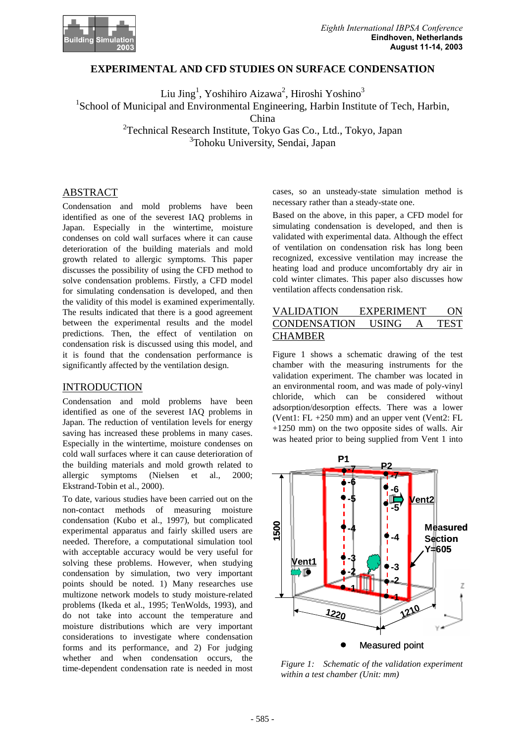# EXPERIMENTAL AND CFD STUDIES ON SURFACE CONDENSATION

Liu Jing[1], Yoshihiro Aizawa[2], Hiroshi Yoshino[3]

[1]School of Municipal and Environmental Engineering, Harbin Institute of Tech, Harbin, China

[2]Technical Research Institute, Tokyo Gas Co., Ltd., Tokyo, Japan

[3]Tohoku University, Sendai, Japan

## ABSTRACT

Condensation and mold problems have been identified as one of the severest IAQ problems in Japan. Especially in the wintertime, moisture condenses on cold wall surfaces where it can cause deterioration of the building materials and mold growth related to allergic symptoms. This paper discusses the possibility of using the CFD method to solve condensation problems. Firstly, a CFD model for simulating condensation is developed, and then the validity of this model is examined experimentally. The results indicated that there is a good agreement between the experimental results and the model predictions. Then, the effect of ventilation on condensation risk is discussed using this model, and it is found that the condensation performance is significantly affected by the ventilation design.

## INTRODUCTION

Condensation and mold problems have been identified as one of the severest IAQ problems in Japan. The reduction of ventilation levels for energy saving has increased these problems in many cases. Especially in the wintertime, moisture condenses on cold wall surfaces where it can cause deterioration of the building materials and mold growth related to allergic symptoms (Nielsen et al., 2000; Ekstrand-Tobin et al., 2000).

To date, various studies have been carried out on the non-contact methods of measuring moisture condensation (Kubo et al., 1997), but complicated experimental apparatus and fairly skilled users are needed. Therefore, a computational simulation tool with acceptable accuracy would be very useful for solving these problems. However, when studying condensation by simulation, two very important points should be noted. 1) Many researches use multizone network models to study moisture-related problems (Ikeda et al., 1995; TenWolds, 1993), and do not take into account the temperature and moisture distributions which are very important considerations to investigate where condensation forms and its performance, and 2) For judging whether and when condensation occurs, the time-dependent condensation rate is needed in most cases, so an unsteady-state simulation method is necessary rather than a steady-state one.

Based on the above, in this paper, a CFD model for simulating condensation is developed, and then is validated with experimental data. Although the effect of ventilation on condensation risk has long been recognized, excessive ventilation may increase the heating load and produce uncomfortably dry air in cold winter climates. This paper also discusses how ventilation affects condensation risk.

## VALIDATION EXPERIMENT ON CONDENSATION USING A TEST CHAMBER

Figure 1 shows a schematic drawing of the test chamber with the measuring instruments for the validation experiment. The chamber was located in an environmental room, and was made of poly-vinyl chloride, which can be considered without adsorption/desorption effects. There was a lower (Vent1: FL +250 mm) and an upper vent (Vent2: FL +1250 mm) on the two opposite sides of walls. Air was heated prior to being supplied from Vent 1 into

Figure 1: Schematic of the validation experiment within a test chamber (Unit: mm)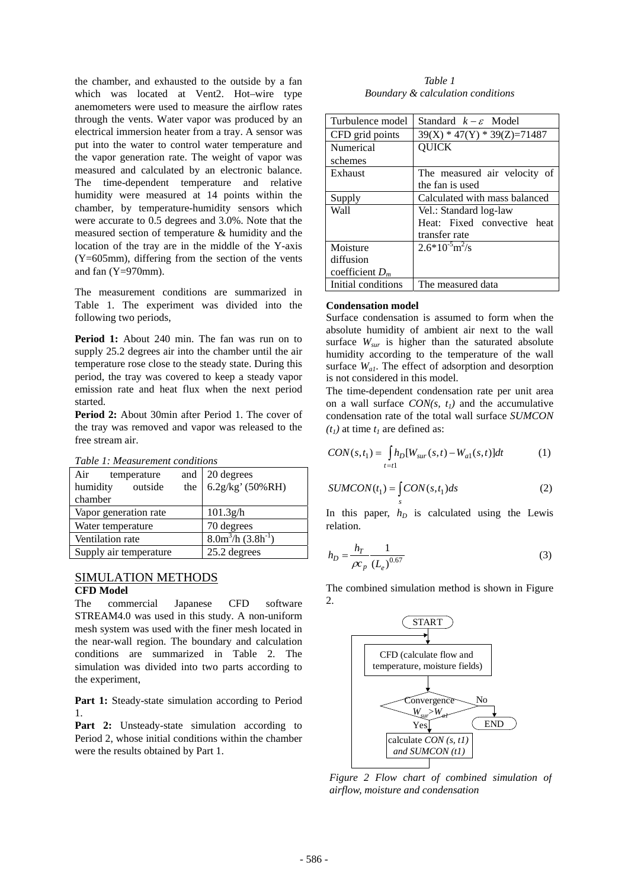the chamber, and exhausted to the outside by a fan which was located at Vent2. Hot–wire type anemometers were used to measure the airflow rates through the vents. Water vapor was produced by an electrical immersion heater from a tray. A sensor was put into the water to control water temperature and the vapor generation rate. The weight of vapor was measured and calculated by an electronic balance. The time-dependent temperature and relative humidity were measured at 14 points within the chamber, by temperature-humidity sensors which were accurate to 0.5 degrees and 3.0%. Note that the measured section of temperature & humidity and the location of the tray are in the middle of the Y-axis (Y=605mm), differing from the section of the vents and fan (Y=970mm).

The measurement conditions are summarized in Table 1. The experiment was divided into the following two periods,

**Period 1:** About 240 min. The fan was run on to supply 25.2 degrees air into the chamber until the air temperature rose close to the steady state. During this period, the tray was covered to keep a steady vapor emission rate and heat flux when the next period started.

**Period 2:** About 30min after Period 1. The cover of the tray was removed and vapor was released to the free stream air.

*Table 1: Measurement conditions*

| | |
|---|---|
| Air temperature and humidity outside the chamber | 20 degrees 6.2g/kg' (50%RH) |
| Vapor generation rate | 101.3g/h |
| Water temperature | 70 degrees |
| Ventilation rate | $8.0m^3/h$ ($3.8h^{-1}$) |
| Supply air temperature | 25.2 degrees |

## SIMULATION METHODS

### CFD Model

The commercial Japanese CFD software STREAM4.0 was used in this study. A non-uniform mesh system was used with the finer mesh located in the near-wall region. The boundary and calculation conditions are summarized in Table 2. The simulation was divided into two parts according to the experiment,

**Part 1:** Steady-state simulation according to Period 1.

**Part 2:** Unsteady-state simulation according to Period 2, whose initial conditions within the chamber were the results obtained by Part 1.

*Table 1*
*Boundary & calculation conditions*

| | |
|---|---|
| Turbulence model | Standard $k-\varepsilon$ Model |
| CFD grid points | 39(X) * 47(Y) * 39(Z)=71487 |
| Numerical schemes | QUICK |
| Exhaust | The measured air velocity of the fan is used |
| Supply | Calculated with mass balanced |
| Wall | Vel.: Standard log-law<br>Heat: Fixed convective heat transfer rate |
| Moisture diffusion coefficient $D_m$ | $2.6*10^{-5}m^2/s$ |
| Initial conditions | The measured data |

### Condensation model

Surface condensation is assumed to form when the absolute humidity of ambient air next to the wall surface $W_{sur}$ is higher than the saturated absolute humidity according to the temperature of the wall surface $W_{a1}$. The effect of adsorption and desorption is not considered in this model.

The time-dependent condensation rate per unit area on a wall surface $CON(s, t_1)$ and the accumulative condensation rate of the total wall surface $SUMCON(t_1)$ at time $t_1$ are defined as:

$$CON(s,t_1) = \int_{t=t1} h_D[W_{sur}(s,t) - W_{a1}(s,t)]dt \tag{1}$$

$$SUMCON(t_1) = \int_s CON(s,t_1)ds \tag{2}$$

In this paper, $h_D$ is calculated using the Lewis relation.

$$h_D = \frac{h_T}{\rho c_p}\frac{1}{(L_e)^{0.67}} \tag{3}$$

The combined simulation method is shown in Figure 2.

START → CFD (calculate flow and temperature, moisture fields) → Convergence $W_{sur}>W_{a1}$ → No: END; Yes: calculate *CON (s, t1) and SUMCON (t1)* → back to CFD

*Figure 2 Flow chart of combined simulation of airflow, moisture and condensation*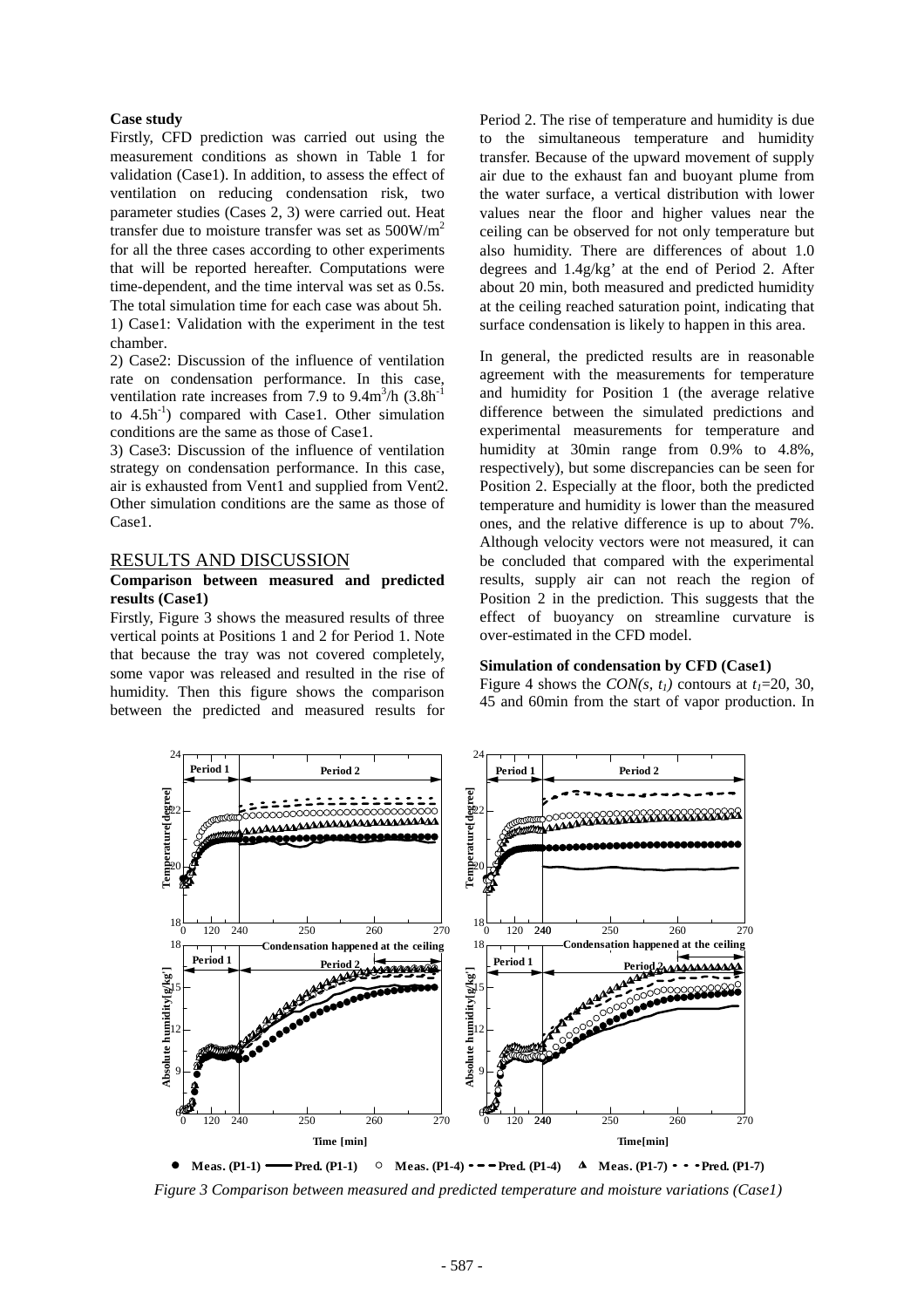**Case study**

Firstly, CFD prediction was carried out using the measurement conditions as shown in Table 1 for validation (Case1). In addition, to assess the effect of ventilation on reducing condensation risk, two parameter studies (Cases 2, 3) were carried out. Heat transfer due to moisture transfer was set as 500W/m$^2$ for all the three cases according to other experiments that will be reported hereafter. Computations were time-dependent, and the time interval was set as 0.5s. The total simulation time for each case was about 5h.

1) Case1: Validation with the experiment in the test chamber.

2) Case2: Discussion of the influence of ventilation rate on condensation performance. In this case, ventilation rate increases from 7.9 to 9.4m$^3$/h (3.8h$^{-1}$ to 4.5h$^{-1}$) compared with Case1. Other simulation conditions are the same as those of Case1.

3) Case3: Discussion of the influence of ventilation strategy on condensation performance. In this case, air is exhausted from Vent1 and supplied from Vent2. Other simulation conditions are the same as those of Case1.

## RESULTS AND DISCUSSION

### Comparison between measured and predicted results (Case1)

Firstly, Figure 3 shows the measured results of three vertical points at Positions 1 and 2 for Period 1. Note that because the tray was not covered completely, some vapor was released and resulted in the rise of humidity. Then this figure shows the comparison between the predicted and measured results for Period 2. The rise of temperature and humidity is due to the simultaneous temperature and humidity transfer. Because of the upward movement of supply air due to the exhaust fan and buoyant plume from the water surface, a vertical distribution with lower values near the floor and higher values near the ceiling can be observed for not only temperature but also humidity. There are differences of about 1.0 degrees and 1.4g/kg' at the end of Period 2. After about 20 min, both measured and predicted humidity at the ceiling reached saturation point, indicating that surface condensation is likely to happen in this area.

In general, the predicted results are in reasonable agreement with the measurements for temperature and humidity for Position 1 (the average relative difference between the simulated predictions and experimental measurements for temperature and humidity at 30min range from 0.9% to 4.8%, respectively), but some discrepancies can be seen for Position 2. Especially at the floor, both the predicted temperature and humidity is lower than the measured ones, and the relative difference is up to about 7%. Although velocity vectors were not measured, it can be concluded that compared with the experimental results, supply air can not reach the region of Position 2 in the prediction. This suggests that the effect of buoyancy on streamline curvature is over-estimated in the CFD model.

### Simulation of condensation by CFD (Case1)

Figure 4 shows the $CON(s, t_1)$ contours at $t_1$=20, 30, 45 and 60min from the start of vapor production. In

*Figure 3 Comparison between measured and predicted temperature and moisture variations (Case1)*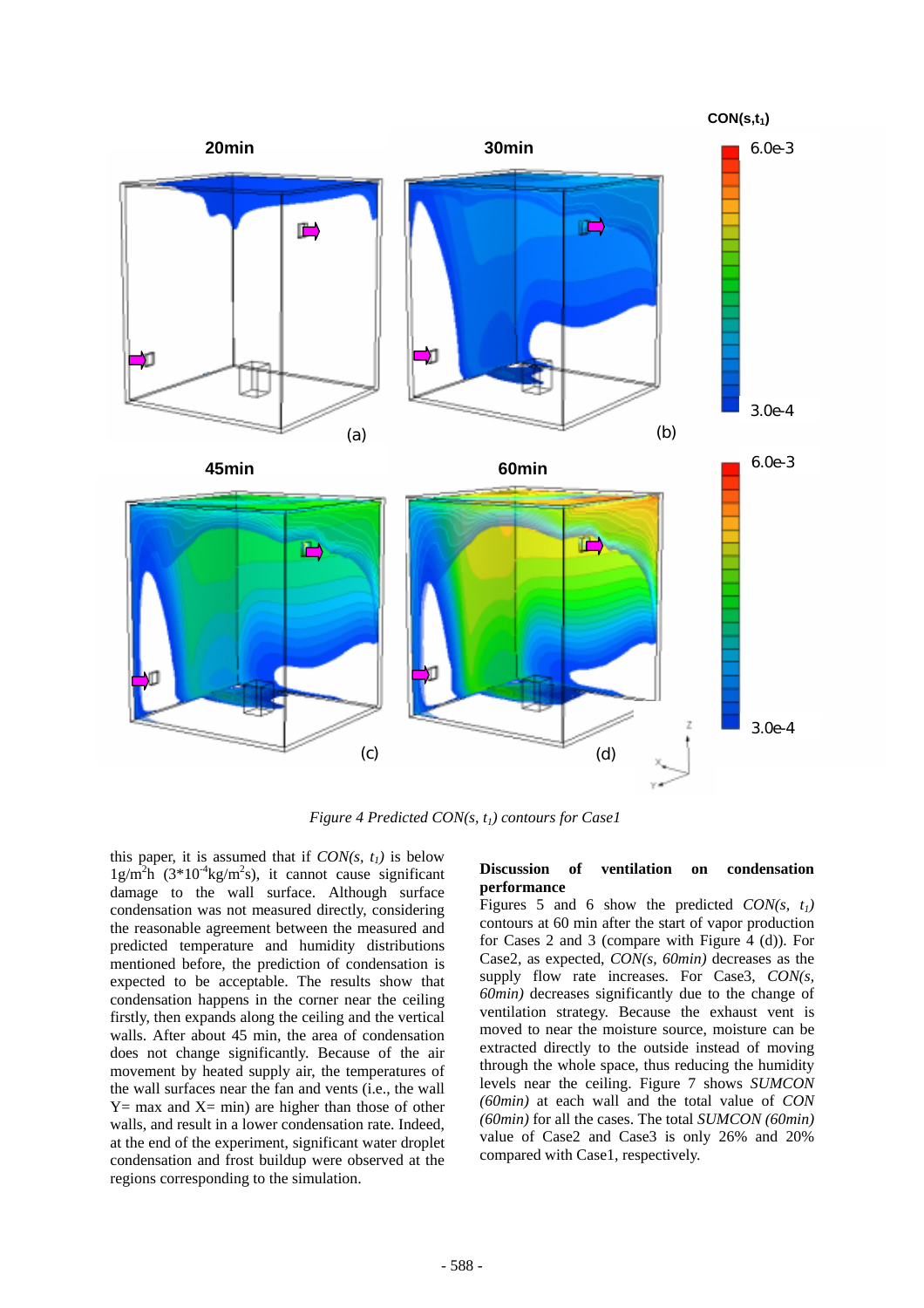*Figure 4 Predicted CON(s, $t_1$) contours for Case1*

this paper, it is assumed that if *CON(s, $t_1$)* is below $1g/m^2h$ ($3*10^{-4}kg/m^2s$), it cannot cause significant damage to the wall surface. Although surface condensation was not measured directly, considering the reasonable agreement between the measured and predicted temperature and humidity distributions mentioned before, the prediction of condensation is expected to be acceptable. The results show that condensation happens in the corner near the ceiling firstly, then expands along the ceiling and the vertical walls. After about 45 min, the area of condensation does not change significantly. Because of the air movement by heated supply air, the temperatures of the wall surfaces near the fan and vents (i.e., the wall Y= max and X= min) are higher than those of other walls, and result in a lower condensation rate. Indeed, at the end of the experiment, significant water droplet condensation and frost buildup were observed at the regions corresponding to the simulation.

**Discussion of ventilation on condensation performance**

Figures 5 and 6 show the predicted *CON(s, $t_1$)* contours at 60 min after the start of vapor production for Cases 2 and 3 (compare with Figure 4 (d)). For Case2, as expected, *CON(s, 60min)* decreases as the supply flow rate increases. For Case3, *CON(s, 60min)* decreases significantly due to the change of ventilation strategy. Because the exhaust vent is moved to near the moisture source, moisture can be extracted directly to the outside instead of moving through the whole space, thus reducing the humidity levels near the ceiling. Figure 7 shows *SUMCON (60min)* at each wall and the total value of *CON (60min)* for all the cases. The total *SUMCON (60min)* value of Case2 and Case3 is only 26% and 20% compared with Case1, respectively.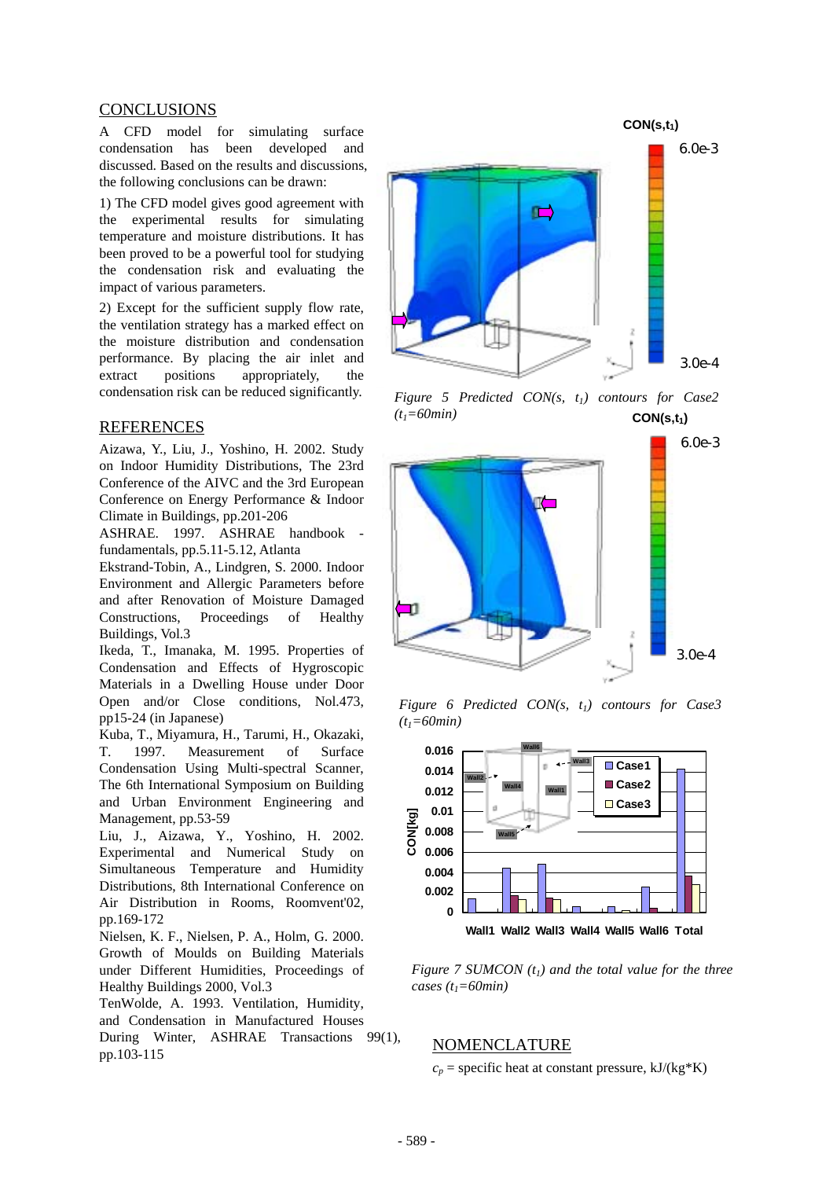## CONCLUSIONS

A CFD model for simulating surface condensation has been developed and discussed. Based on the results and discussions, the following conclusions can be drawn:

1) The CFD model gives good agreement with the experimental results for simulating temperature and moisture distributions. It has been proved to be a powerful tool for studying the condensation risk and evaluating the impact of various parameters.

2) Except for the sufficient supply flow rate, the ventilation strategy has a marked effect on the moisture distribution and condensation performance. By placing the air inlet and extract positions appropriately, the condensation risk can be reduced significantly.

## REFERENCES

Aizawa, Y., Liu, J., Yoshino, H. 2002. Study on Indoor Humidity Distributions, The 23rd Conference of the AIVC and the 3rd European Conference on Energy Performance & Indoor Climate in Buildings, pp.201-206

ASHRAE. 1997. ASHRAE handbook - fundamentals, pp.5.11-5.12, Atlanta

Ekstrand-Tobin, A., Lindgren, S. 2000. Indoor Environment and Allergic Parameters before and after Renovation of Moisture Damaged Constructions, Proceedings of Healthy Buildings, Vol.3

Ikeda, T., Imanaka, M. 1995. Properties of Condensation and Effects of Hygroscopic Materials in a Dwelling House under Door Open and/or Close conditions, Nol.473, pp15-24 (in Japanese)

Kuba, T., Miyamura, H., Tarumi, H., Okazaki, T. 1997. Measurement of Surface Condensation Using Multi-spectral Scanner, The 6th International Symposium on Building and Urban Environment Engineering and Management, pp.53-59

Liu, J., Aizawa, Y., Yoshino, H. 2002. Experimental and Numerical Study on Simultaneous Temperature and Humidity Distributions, 8th International Conference on Air Distribution in Rooms, Roomvent'02, pp.169-172

Nielsen, K. F., Nielsen, P. A., Holm, G. 2000. Growth of Moulds on Building Materials under Different Humidities, Proceedings of Healthy Buildings 2000, Vol.3

TenWolde, A. 1993. Ventilation, Humidity, and Condensation in Manufactured Houses During Winter, ASHRAE Transactions 99(1), pp.103-115

*Figure 5 Predicted CON(s, $t_1$) contours for Case2 ($t_1$=60min)*

*Figure 6 Predicted CON(s, $t_1$) contours for Case3 ($t_1$=60min)*

*Figure 7 SUMCON ($t_1$) and the total value for the three cases ($t_1$=60min)*

## NOMENCLATURE

$c_p$ = specific heat at constant pressure, kJ/(kg*K)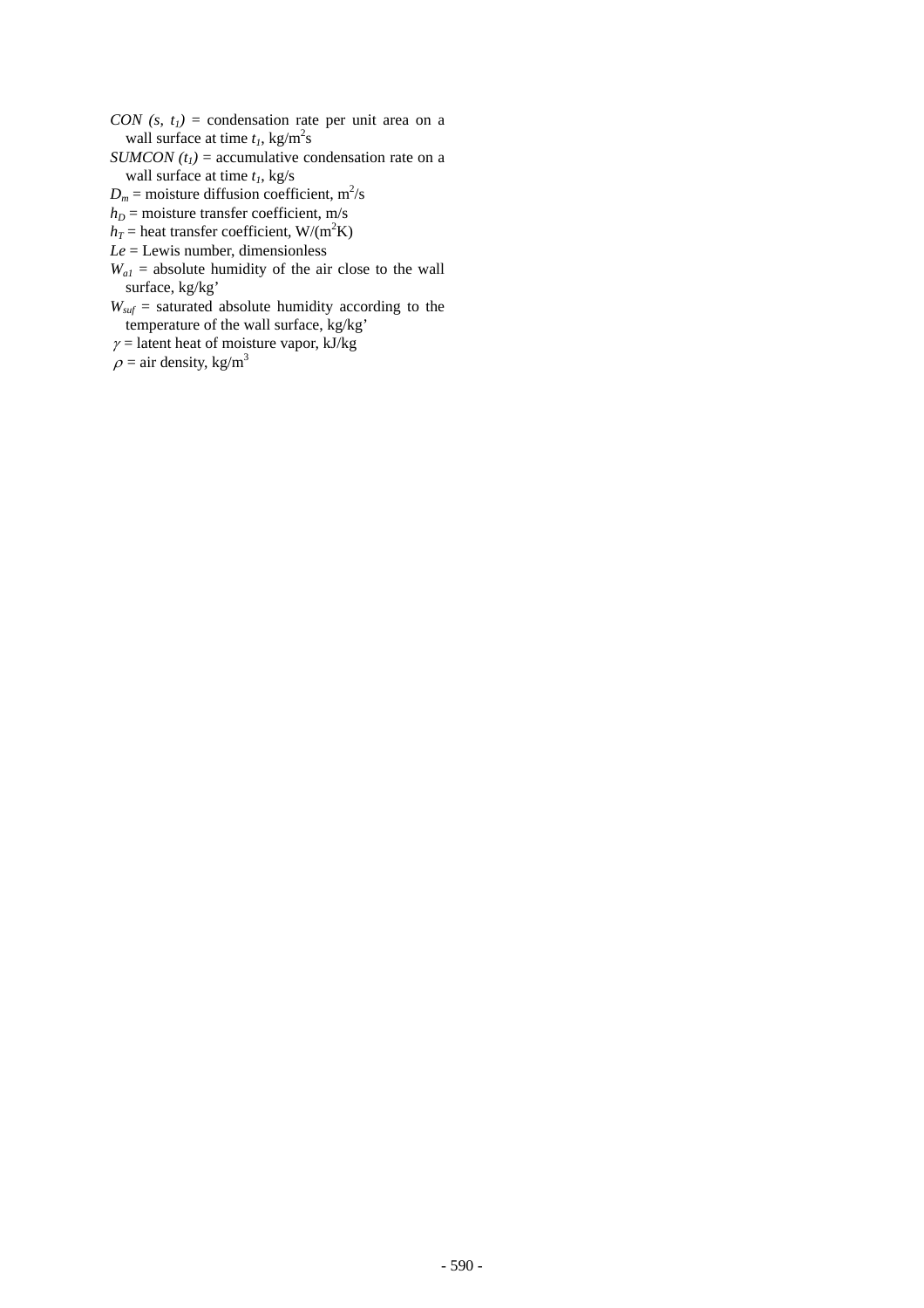$CON(s, t_1)$ = condensation rate per unit area on a wall surface at time $t_1$, kg/m$^2$s

$SUMCON(t_1)$ = accumulative condensation rate on a wall surface at time $t_1$, kg/s

$D_m$ = moisture diffusion coefficient, m$^2$/s

$h_D$ = moisture transfer coefficient, m/s

$h_T$ = heat transfer coefficient, W/(m$^2$K)

$Le$ = Lewis number, dimensionless

$W_{a1}$ = absolute humidity of the air close to the wall surface, kg/kg'

$W_{suf}$ = saturated absolute humidity according to the temperature of the wall surface, kg/kg'

$\gamma$ = latent heat of moisture vapor, kJ/kg

$\rho$ = air density, kg/m$^3$